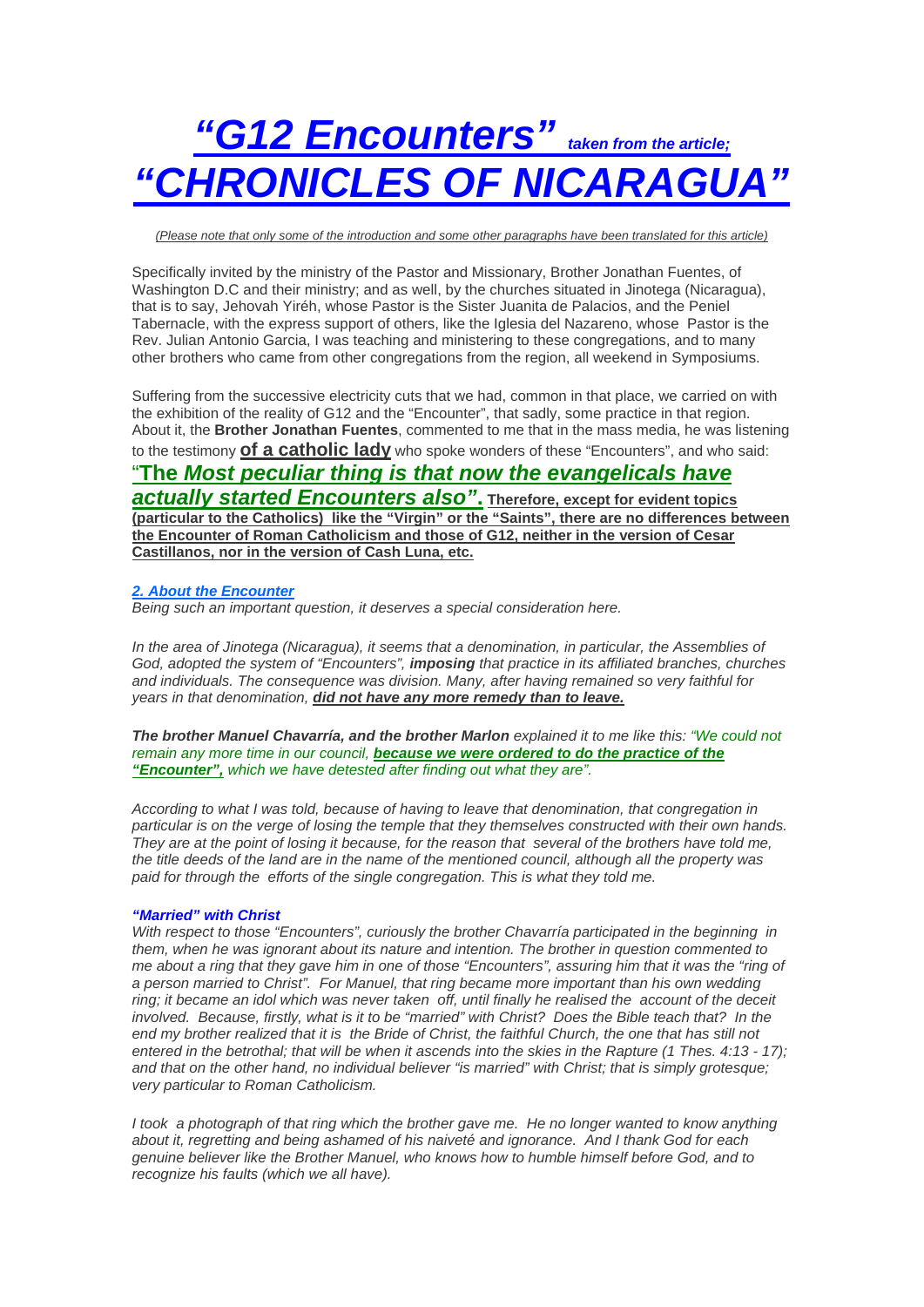# *"G12 Encounters"* *taken from the article;* *"CHRONICLES OF NICARAGUA"*

*(Please note that only some of the introduction and some other paragraphs have been translated for this article)*

Specifically invited by the ministry of the Pastor and Missionary, Brother Jonathan Fuentes, of Washington D.C and their ministry; and as well, by the churches situated in Jinotega (Nicaragua), that is to say, Jehovah Yiréh, whose Pastor is the Sister Juanita de Palacios, and the Peniel Tabernacle, with the express support of others, like the Iglesia del Nazareno, whose Pastor is the Rev. Julian Antonio Garcia, I was teaching and ministering to these congregations, and to many other brothers who came from other congregations from the region, all weekend in Symposiums.

Suffering from the successive electricity cuts that we had, common in that place, we carried on with the exhibition of the reality of G12 and the "Encounter", that sadly, some practice in that region. About it, the **Brother Jonathan Fuentes**, commented to me that in the mass media, he was listening to the testimony **of a catholic lady** who spoke wonders of these "Encounters", and who said: **"The *Most peculiar thing is that now the evangelicals have actually started Encounters also"*. Therefore, except for evident topics (particular to the Catholics) like the "Virgin" or the "Saints", there are no differences between the Encounter of Roman Catholicism and those of G12, neither in the version of Cesar Castillanos, nor in the version of Cash Luna, etc.**

***2. About the Encounter***

*Being such an important question, it deserves a special consideration here.*

*In the area of Jinotega (Nicaragua), it seems that a denomination, in particular, the Assemblies of God, adopted the system of "Encounters", **imposing** that practice in its affiliated branches, churches and individuals. The consequence was division. Many, after having remained so very faithful for years in that denomination, **did not have any more remedy than to leave.***

***The brother Manuel Chavarría, and the brother Marlon** explained it to me like this: "We could not remain any more time in our council, **because we were ordered to do the practice of the "Encounter",** which we have detested after finding out what they are".*

*According to what I was told, because of having to leave that denomination, that congregation in particular is on the verge of losing the temple that they themselves constructed with their own hands. They are at the point of losing it because, for the reason that several of the brothers have told me, the title deeds of the land are in the name of the mentioned council, although all the property was paid for through the efforts of the single congregation. This is what they told me.*

***"Married" with Christ***

*With respect to those "Encounters", curiously the brother Chavarría participated in the beginning in them, when he was ignorant about its nature and intention. The brother in question commented to me about a ring that they gave him in one of those "Encounters", assuring him that it was the "ring of a person married to Christ". For Manuel, that ring became more important than his own wedding ring; it became an idol which was never taken off, until finally he realised the account of the deceit involved. Because, firstly, what is it to be "married" with Christ? Does the Bible teach that? In the end my brother realized that it is the Bride of Christ, the faithful Church, the one that has still not entered in the betrothal; that will be when it ascends into the skies in the Rapture (1 Thes. 4:13 - 17); and that on the other hand, no individual believer "is married" with Christ; that is simply grotesque; very particular to Roman Catholicism.*

*I took a photograph of that ring which the brother gave me. He no longer wanted to know anything about it, regretting and being ashamed of his naiveté and ignorance. And I thank God for each genuine believer like the Brother Manuel, who knows how to humble himself before God, and to recognize his faults (which we all have).*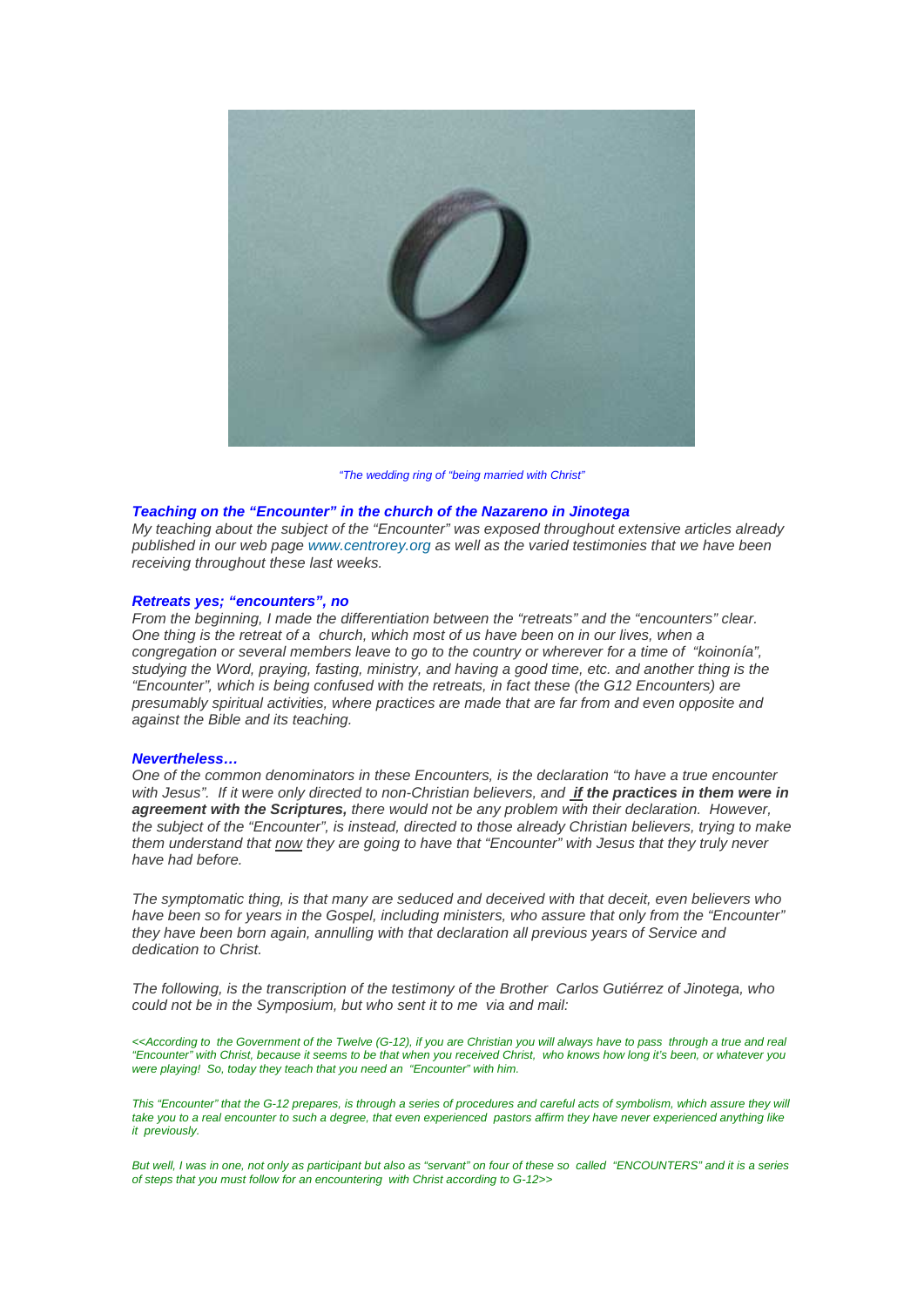*"The wedding ring of "being married with Christ"*

### ***Teaching on the "Encounter" in the church of the Nazareno in Jinotega***

*My teaching about the subject of the "Encounter" was exposed throughout extensive articles already published in our web page www.centrorey.org as well as the varied testimonies that we have been receiving throughout these last weeks.*

### ***Retreats yes; "encounters", no***

*From the beginning, I made the differentiation between the "retreats" and the "encounters" clear. One thing is the retreat of a church, which most of us have been on in our lives, when a congregation or several members leave to go to the country or wherever for a time of "koinonía", studying the Word, praying, fasting, ministry, and having a good time, etc. and another thing is the "Encounter", which is being confused with the retreats, in fact these (the G12 Encounters) are presumably spiritual activities, where practices are made that are far from and even opposite and against the Bible and its teaching.*

### ***Nevertheless…***

*One of the common denominators in these Encounters, is the declaration "to have a true encounter with Jesus". If it were only directed to non-Christian believers, and* ***if the practices in them were in agreement with the Scriptures,*** *there would not be any problem with their declaration. However, the subject of the "Encounter", is instead, directed to those already Christian believers, trying to make them understand that now they are going to have that "Encounter" with Jesus that they truly never have had before.*

*The symptomatic thing, is that many are seduced and deceived with that deceit, even believers who have been so for years in the Gospel, including ministers, who assure that only from the "Encounter" they have been born again, annulling with that declaration all previous years of Service and dedication to Christ.*

*The following, is the transcription of the testimony of the Brother Carlos Gutiérrez of Jinotega, who could not be in the Symposium, but who sent it to me via and mail:*

*<<According to the Government of the Twelve (G-12), if you are Christian you will always have to pass through a true and real "Encounter" with Christ, because it seems to be that when you received Christ, who knows how long it's been, or whatever you were playing! So, today they teach that you need an "Encounter" with him.*

*This "Encounter" that the G-12 prepares, is through a series of procedures and careful acts of symbolism, which assure they will take you to a real encounter to such a degree, that even experienced pastors affirm they have never experienced anything like it previously.*

*But well, I was in one, not only as participant but also as "servant" on four of these so called "ENCOUNTERS" and it is a series of steps that you must follow for an encountering with Christ according to G-12>>*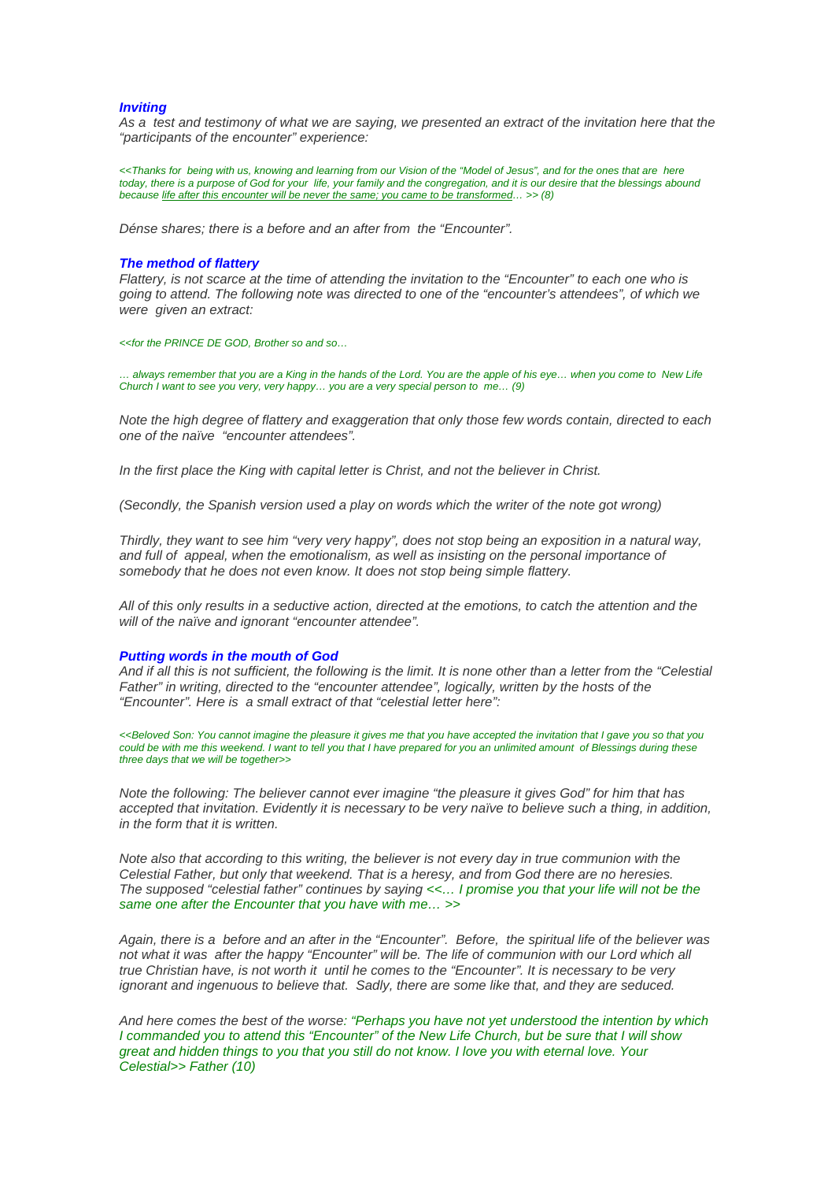### *Inviting*

*As a test and testimony of what we are saying, we presented an extract of the invitation here that the "participants of the encounter" experience:*

*<<Thanks for being with us, knowing and learning from our Vision of the "Model of Jesus", and for the ones that are here today, there is a purpose of God for your life, your family and the congregation, and it is our desire that the blessings abound because <u>life after this encounter will be never the same; you came to be transformed</u>… >> (8)*

*Dénse shares; there is a before and an after from the "Encounter".*

### *The method of flattery*

*Flattery, is not scarce at the time of attending the invitation to the "Encounter" to each one who is going to attend. The following note was directed to one of the "encounter's attendees", of which we were given an extract:*

*<<for the PRINCE DE GOD, Brother so and so…*

*… always remember that you are a King in the hands of the Lord. You are the apple of his eye… when you come to New Life Church I want to see you very, very happy… you are a very special person to me… (9)*

*Note the high degree of flattery and exaggeration that only those few words contain, directed to each one of the naïve "encounter attendees".*

*In the first place the King with capital letter is Christ, and not the believer in Christ.*

*(Secondly, the Spanish version used a play on words which the writer of the note got wrong)*

*Thirdly, they want to see him "very very happy", does not stop being an exposition in a natural way, and full of appeal, when the emotionalism, as well as insisting on the personal importance of somebody that he does not even know. It does not stop being simple flattery.*

*All of this only results in a seductive action, directed at the emotions, to catch the attention and the will of the naïve and ignorant "encounter attendee".*

### *Putting words in the mouth of God*

*And if all this is not sufficient, the following is the limit. It is none other than a letter from the "Celestial Father" in writing, directed to the "encounter attendee", logically, written by the hosts of the "Encounter". Here is a small extract of that "celestial letter here":*

*<<Beloved Son: You cannot imagine the pleasure it gives me that you have accepted the invitation that I gave you so that you could be with me this weekend. I want to tell you that I have prepared for you an unlimited amount of Blessings during these three days that we will be together>>*

*Note the following: The believer cannot ever imagine "the pleasure it gives God" for him that has accepted that invitation. Evidently it is necessary to be very naïve to believe such a thing, in addition, in the form that it is written.*

*Note also that according to this writing, the believer is not every day in true communion with the Celestial Father, but only that weekend. That is a heresy, and from God there are no heresies. The supposed "celestial father" continues by saying <<… I promise you that your life will not be the same one after the Encounter that you have with me… >>*

*Again, there is a before and an after in the "Encounter". Before, the spiritual life of the believer was not what it was after the happy "Encounter" will be. The life of communion with our Lord which all true Christian have, is not worth it until he comes to the "Encounter". It is necessary to be very ignorant and ingenuous to believe that. Sadly, there are some like that, and they are seduced.*

*And here comes the best of the worse: "Perhaps you have not yet understood the intention by which I commanded you to attend this "Encounter" of the New Life Church, but be sure that I will show great and hidden things to you that you still do not know. I love you with eternal love. Your Celestial>> Father (10)*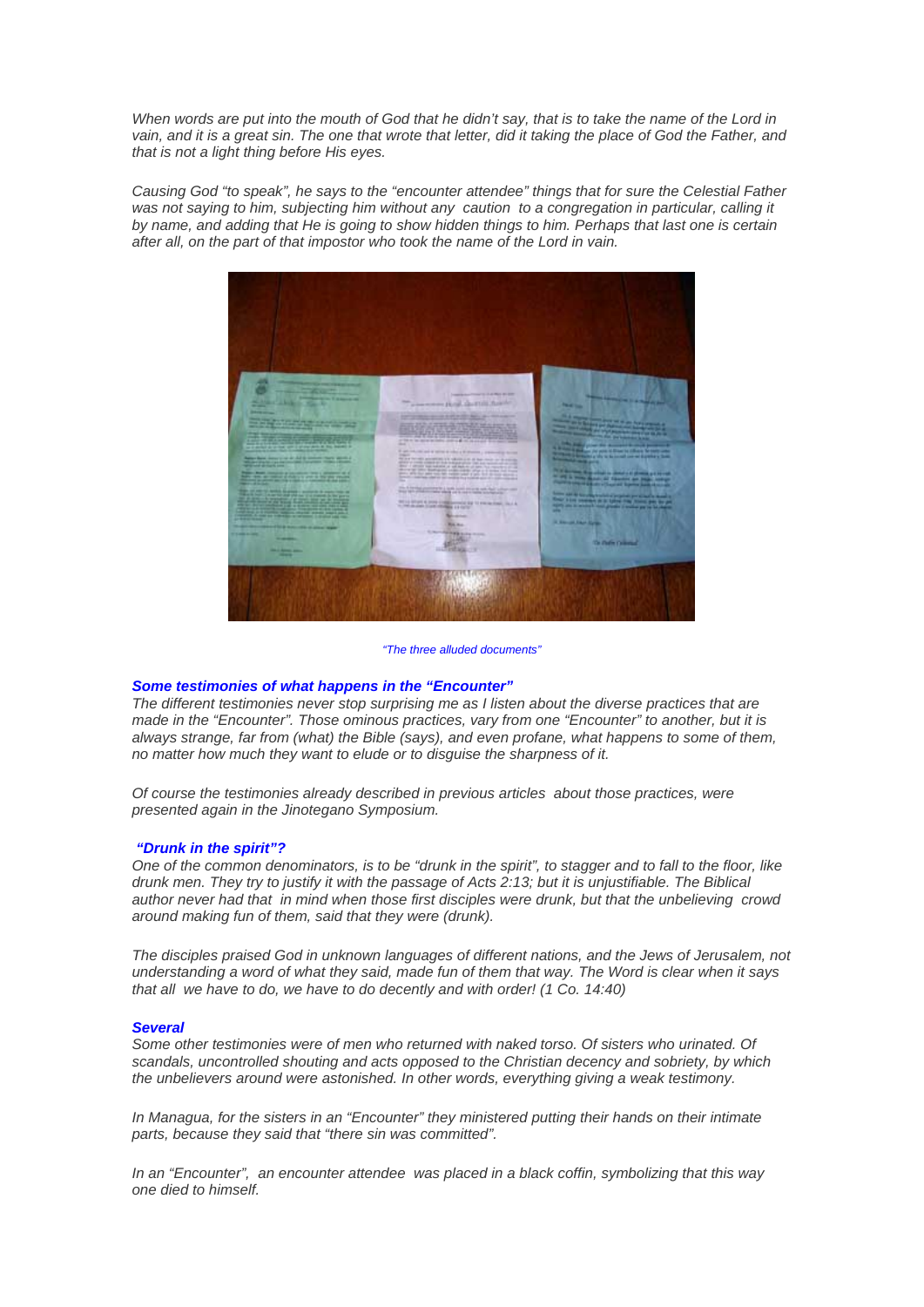*When words are put into the mouth of God that he didn't say, that is to take the name of the Lord in vain, and it is a great sin. The one that wrote that letter, did it taking the place of God the Father, and that is not a light thing before His eyes.*

*Causing God "to speak", he says to the "encounter attendee" things that for sure the Celestial Father was not saying to him, subjecting him without any caution to a congregation in particular, calling it by name, and adding that He is going to show hidden things to him. Perhaps that last one is certain after all, on the part of that impostor who took the name of the Lord in vain.*

*"The three alluded documents"*

### ***Some testimonies of what happens in the "Encounter"***

*The different testimonies never stop surprising me as I listen about the diverse practices that are made in the "Encounter". Those ominous practices, vary from one "Encounter" to another, but it is always strange, far from (what) the Bible (says), and even profane, what happens to some of them, no matter how much they want to elude or to disguise the sharpness of it.*

*Of course the testimonies already described in previous articles about those practices, were presented again in the Jinotegano Symposium.*

### ***"Drunk in the spirit"?***

*One of the common denominators, is to be "drunk in the spirit", to stagger and to fall to the floor, like drunk men. They try to justify it with the passage of Acts 2:13; but it is unjustifiable. The Biblical author never had that in mind when those first disciples were drunk, but that the unbelieving crowd around making fun of them, said that they were (drunk).*

*The disciples praised God in unknown languages of different nations, and the Jews of Jerusalem, not understanding a word of what they said, made fun of them that way. The Word is clear when it says that all we have to do, we have to do decently and with order! (1 Co. 14:40)*

### ***Several***

*Some other testimonies were of men who returned with naked torso. Of sisters who urinated. Of scandals, uncontrolled shouting and acts opposed to the Christian decency and sobriety, by which the unbelievers around were astonished. In other words, everything giving a weak testimony.*

*In Managua, for the sisters in an "Encounter" they ministered putting their hands on their intimate parts, because they said that "there sin was committed".*

*In an "Encounter", an encounter attendee was placed in a black coffin, symbolizing that this way one died to himself.*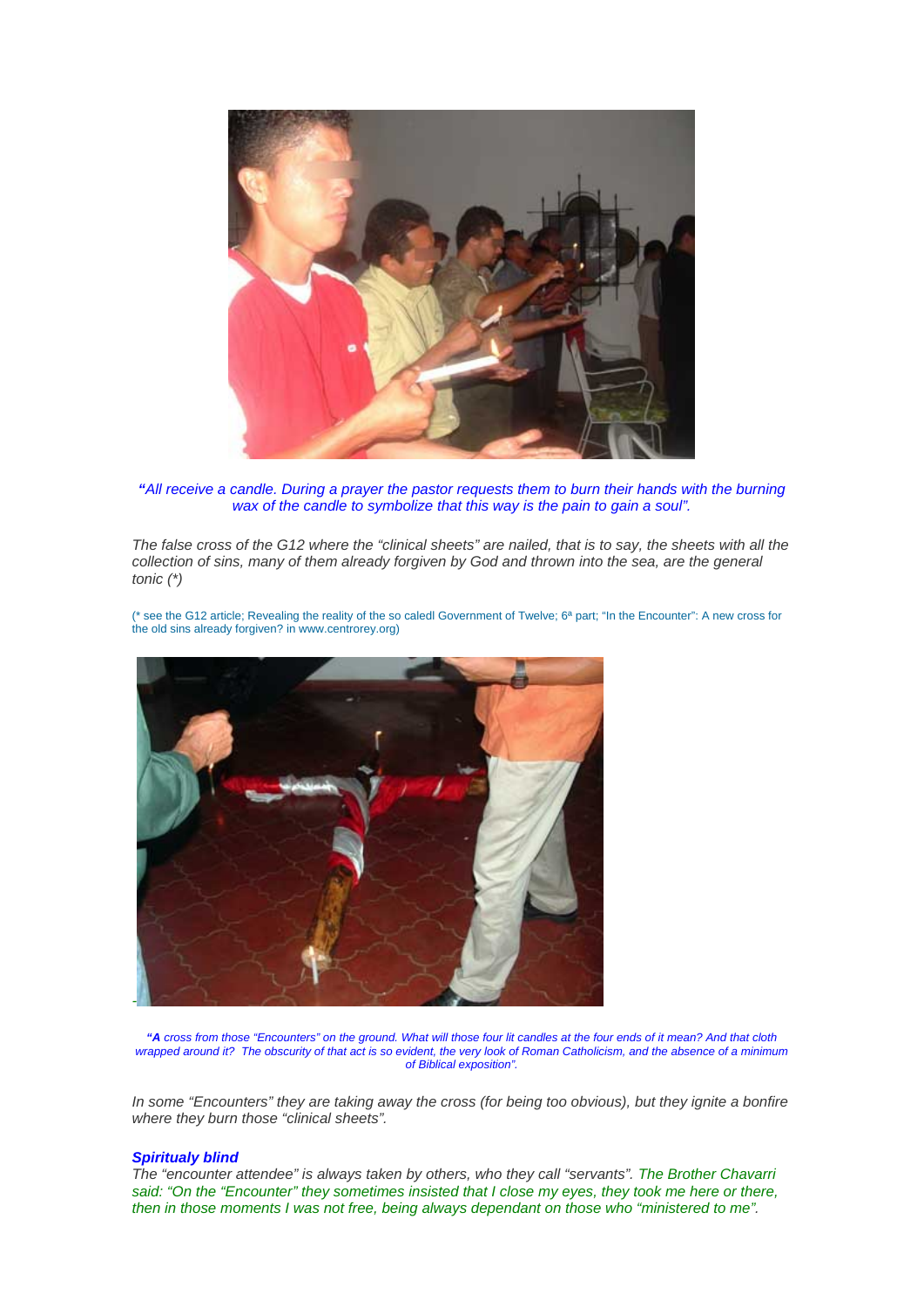***"All receive a candle. During a prayer the pastor requests them to burn their hands with the burning wax of the candle to symbolize that this way is the pain to gain a soul".***

*The false cross of the G12 where the "clinical sheets" are nailed, that is to say, the sheets with all the collection of sins, many of them already forgiven by God and thrown into the sea, are the general tonic (\*)*

(* see the G12 article; Revealing the reality of the so caledl Government of Twelve; 6ª part; "In the Encounter": A new cross for the old sins already forgiven? in www.centrorey.org)

*"**A** cross from those "Encounters" on the ground. What will those four lit candles at the four ends of it mean? And that cloth wrapped around it? The obscurity of that act is so evident, the very look of Roman Catholicism, and the absence of a minimum of Biblical exposition".*

*In some "Encounters" they are taking away the cross (for being too obvious), but they ignite a bonfire where they burn those "clinical sheets".*

***Spiritualy blind***

*The "encounter attendee" is always taken by others, who they call "servants". The Brother Chavarri said: "On the "Encounter" they sometimes insisted that I close my eyes, they took me here or there, then in those moments I was not free, being always dependant on those who "ministered to me".*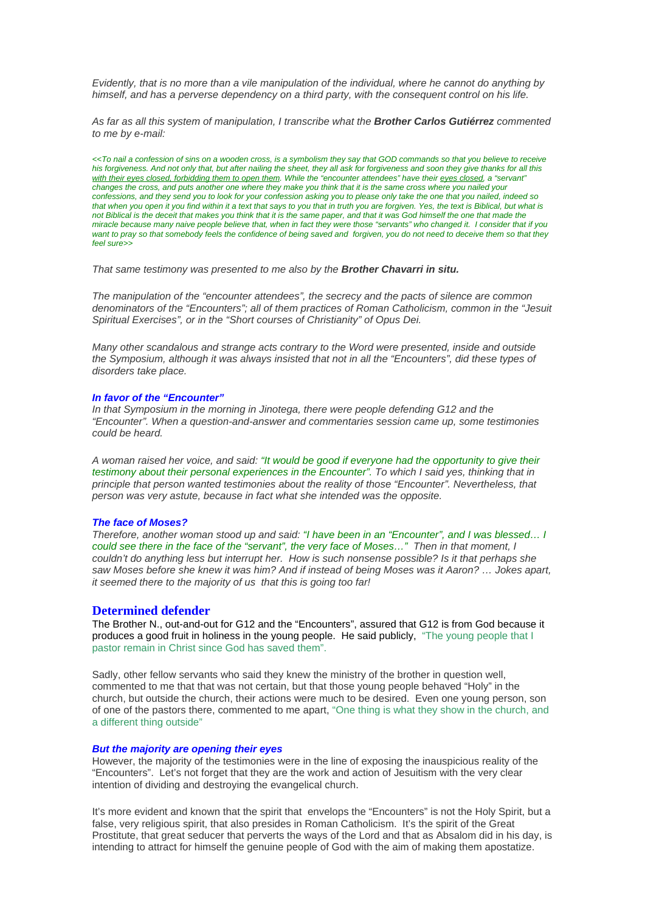*Evidently, that is no more than a vile manipulation of the individual, where he cannot do anything by himself, and has a perverse dependency on a third party, with the consequent control on his life.*

*As far as all this system of manipulation, I transcribe what the **Brother Carlos Gutiérrez** commented to me by e-mail:*

*<<To nail a confession of sins on a wooden cross, is a symbolism they say that GOD commands so that you believe to receive his forgiveness. And not only that, but after nailing the sheet, they all ask for forgiveness and soon they give thanks for all this <u>with their eyes closed, forbidding them to open them</u>. While the "encounter attendees" have their <u>eyes closed</u>, a "servant" changes the cross, and puts another one where they make you think that it is the same cross where you nailed your confessions, and they send you to look for your confession asking you to please only take the one that you nailed, indeed so that when you open it you find within it a text that says to you that in truth you are forgiven. Yes, the text is Biblical, but what is not Biblical is the deceit that makes you think that it is the same paper, and that it was God himself the one that made the miracle because many naive people believe that, when in fact they were those "servants" who changed it. I consider that if you want to pray so that somebody feels the confidence of being saved and forgiven, you do not need to deceive them so that they feel sure>>*

*That same testimony was presented to me also by the **Brother Chavarri in situ.***

*The manipulation of the "encounter attendees", the secrecy and the pacts of silence are common denominators of the "Encounters"; all of them practices of Roman Catholicism, common in the "Jesuit Spiritual Exercises", or in the "Short courses of Christianity" of Opus Dei.*

*Many other scandalous and strange acts contrary to the Word were presented, inside and outside the Symposium, although it was always insisted that not in all the "Encounters", did these types of disorders take place.*

***In favor of the "Encounter"***

*In that Symposium in the morning in Jinotega, there were people defending G12 and the "Encounter". When a question-and-answer and commentaries session came up, some testimonies could be heard.*

*A woman raised her voice, and said: "It would be good if everyone had the opportunity to give their testimony about their personal experiences in the Encounter". To which I said yes, thinking that in principle that person wanted testimonies about the reality of those "Encounter". Nevertheless, that person was very astute, because in fact what she intended was the opposite.*

***The face of Moses?***

*Therefore, another woman stood up and said: "I have been in an "Encounter", and I was blessed… I could see there in the face of the "servant", the very face of Moses…" Then in that moment, I couldn't do anything less but interrupt her. How is such nonsense possible? Is it that perhaps she saw Moses before she knew it was him? And if instead of being Moses was it Aaron? … Jokes apart, it seemed there to the majority of us that this is going too far!*

## Determined defender

The Brother N., out-and-out for G12 and the "Encounters", assured that G12 is from God because it produces a good fruit in holiness in the young people. He said publicly, "The young people that I pastor remain in Christ since God has saved them".

Sadly, other fellow servants who said they knew the ministry of the brother in question well, commented to me that that was not certain, but that those young people behaved "Holy" in the church, but outside the church, their actions were much to be desired. Even one young person, son of one of the pastors there, commented to me apart, "One thing is what they show in the church, and a different thing outside"

***But the majority are opening their eyes***

However, the majority of the testimonies were in the line of exposing the inauspicious reality of the "Encounters". Let's not forget that they are the work and action of Jesuitism with the very clear intention of dividing and destroying the evangelical church.

It's more evident and known that the spirit that envelops the "Encounters" is not the Holy Spirit, but a false, very religious spirit, that also presides in Roman Catholicism. It's the spirit of the Great Prostitute, that great seducer that perverts the ways of the Lord and that as Absalom did in his day, is intending to attract for himself the genuine people of God with the aim of making them apostatize.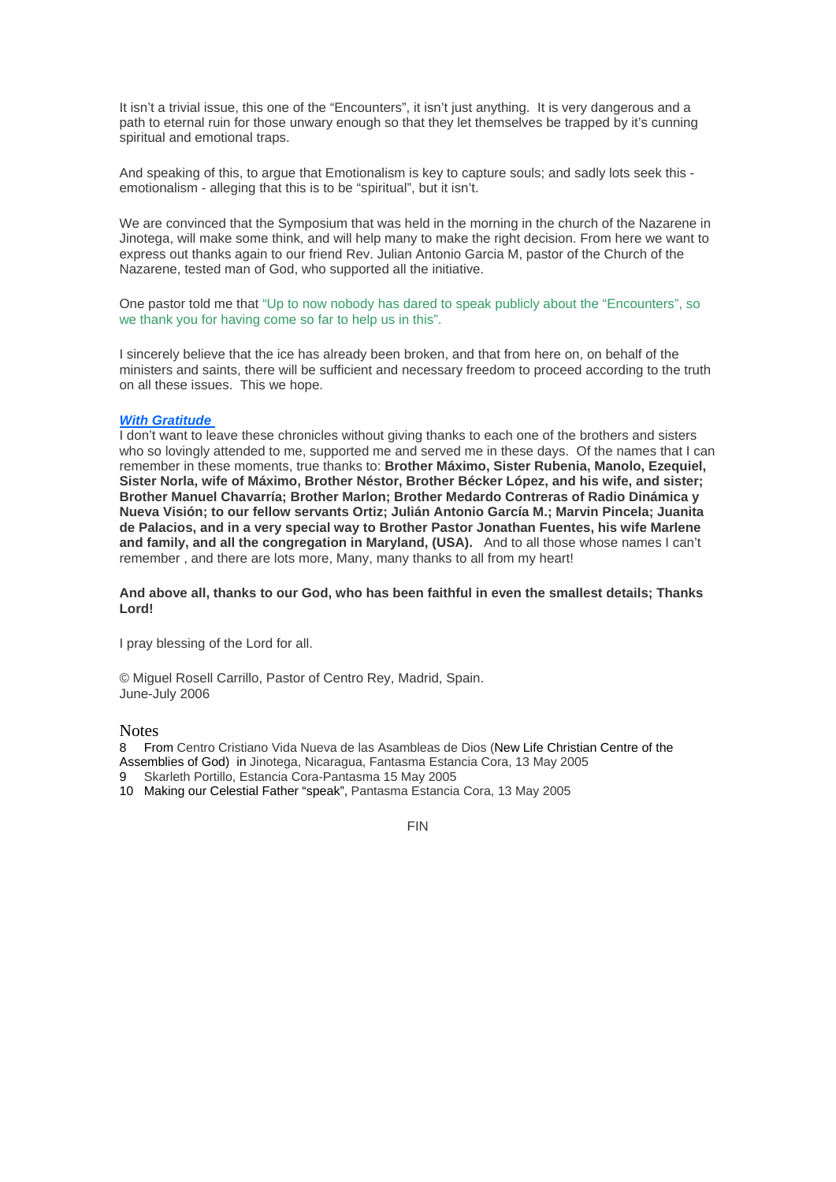It isn't a trivial issue, this one of the "Encounters", it isn't just anything.  It is very dangerous and a path to eternal ruin for those unwary enough so that they let themselves be trapped by it's cunning spiritual and emotional traps.

And speaking of this, to argue that Emotionalism is key to capture souls; and sadly lots seek this - emotionalism - alleging that this is to be "spiritual", but it isn't.

We are convinced that the Symposium that was held in the morning in the church of the Nazarene in Jinotega, will make some think, and will help many to make the right decision. From here we want to express out thanks again to our friend Rev. Julian Antonio Garcia M, pastor of the Church of the Nazarene, tested man of God, who supported all the initiative.

One pastor told me that "Up to now nobody has dared to speak publicly about the "Encounters", so we thank you for having come so far to help us in this".

I sincerely believe that the ice has already been broken, and that from here on, on behalf of the ministers and saints, there will be sufficient and necessary freedom to proceed according to the truth on all these issues.  This we hope.

***With Gratitude***

I don't want to leave these chronicles without giving thanks to each one of the brothers and sisters who so lovingly attended to me, supported me and served me in these days.  Of the names that I can remember in these moments, true thanks to: **Brother Máximo, Sister Rubenia, Manolo, Ezequiel, Sister Norla, wife of Máximo, Brother Néstor, Brother Bécker López, and his wife, and sister; Brother Manuel Chavarría; Brother Marlon; Brother Medardo Contreras of Radio Dinámica y Nueva Visión; to our fellow servants Ortiz; Julián Antonio García M.; Marvin Pincela; Juanita de Palacios, and in a very special way to Brother Pastor Jonathan Fuentes, his wife Marlene and family, and all the congregation in Maryland, (USA).**   And to all those whose names I can't remember , and there are lots more, Many, many thanks to all from my heart!

**And above all, thanks to our God, who has been faithful in even the smallest details; Thanks Lord!**

I pray blessing of the Lord for all.

© Miguel Rosell Carrillo, Pastor of Centro Rey, Madrid, Spain.
June-July 2006

## Notes

8   From Centro Cristiano Vida Nueva de las Asambleas de Dios (New Life Christian Centre of the Assemblies of God)  in Jinotega, Nicaragua, Fantasma Estancia Cora, 13 May 2005
9   Skarleth Portillo, Estancia Cora-Pantasma 15 May 2005
10   Making our Celestial Father "speak", Pantasma Estancia Cora, 13 May 2005

FIN